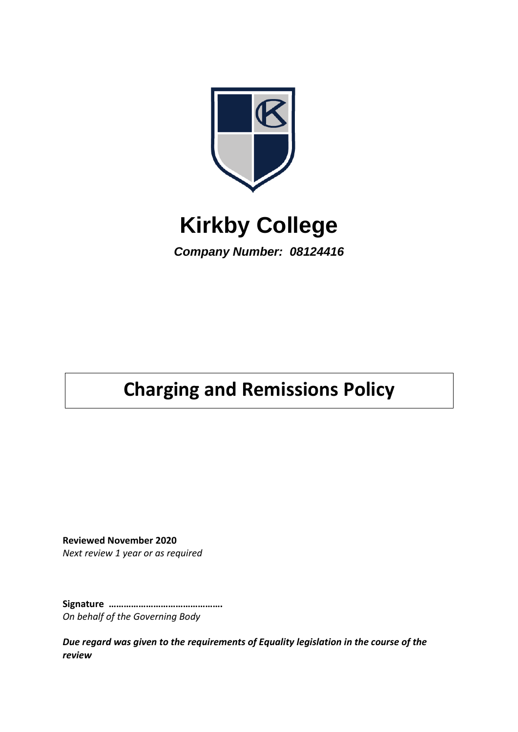# Kirkby College

***Company Number: 08124416***

## Charging and Remissions Policy

**Reviewed November 2020**
*Next review 1 year or as required*

**Signature ……………………………………….**
*On behalf of the Governing Body*

***Due regard was given to the requirements of Equality legislation in the course of the review***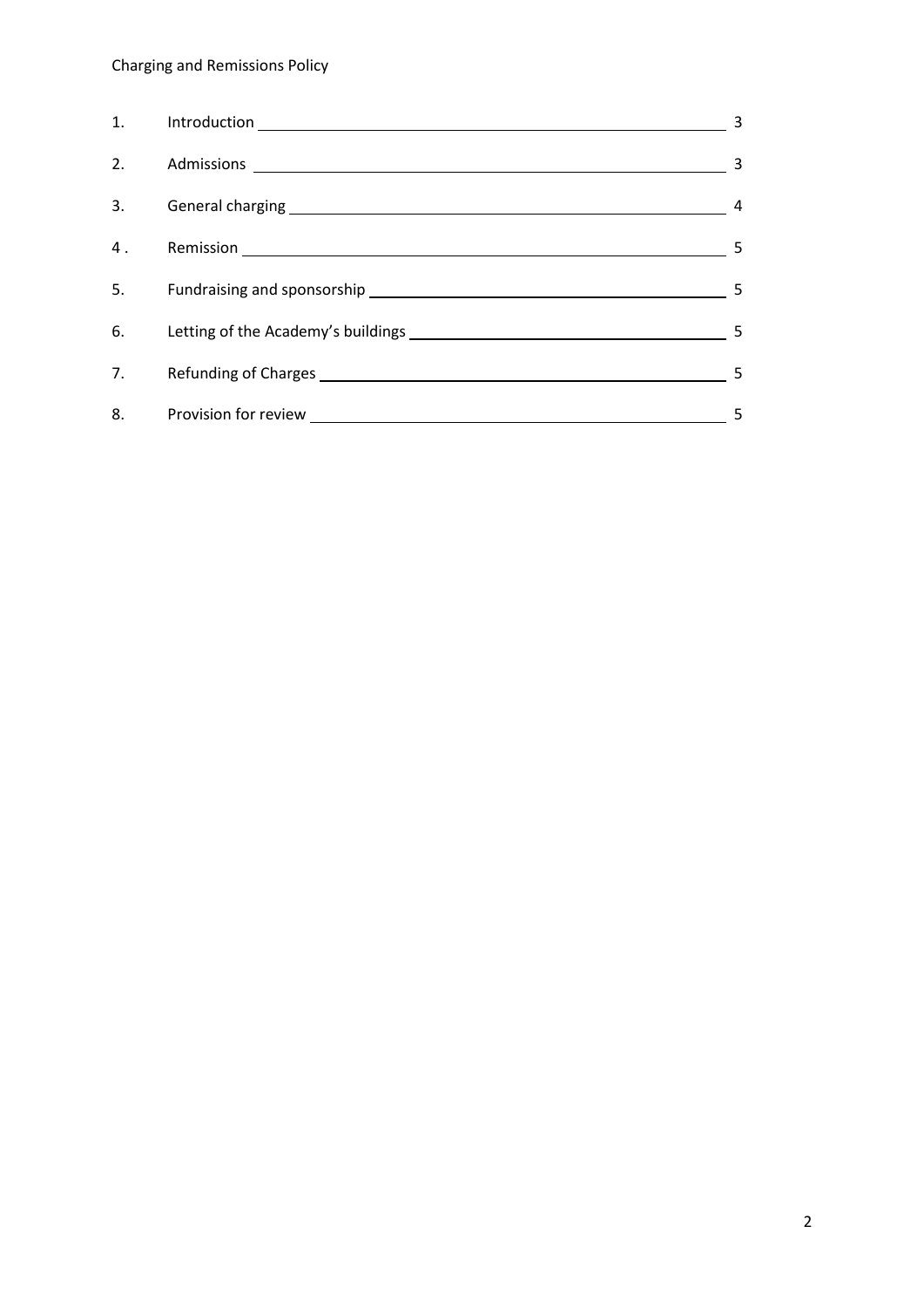| | | |
|---|---|---|
| 1. | Introduction | 3 |
| 2. | Admissions | 3 |
| 3. | General charging | 4 |
| 4 . | Remission | 5 |
| 5. | Fundraising and sponsorship | 5 |
| 6. | Letting of the Academy's buildings | 5 |
| 7. | Refunding of Charges | 5 |
| 8. | Provision for review | 5 |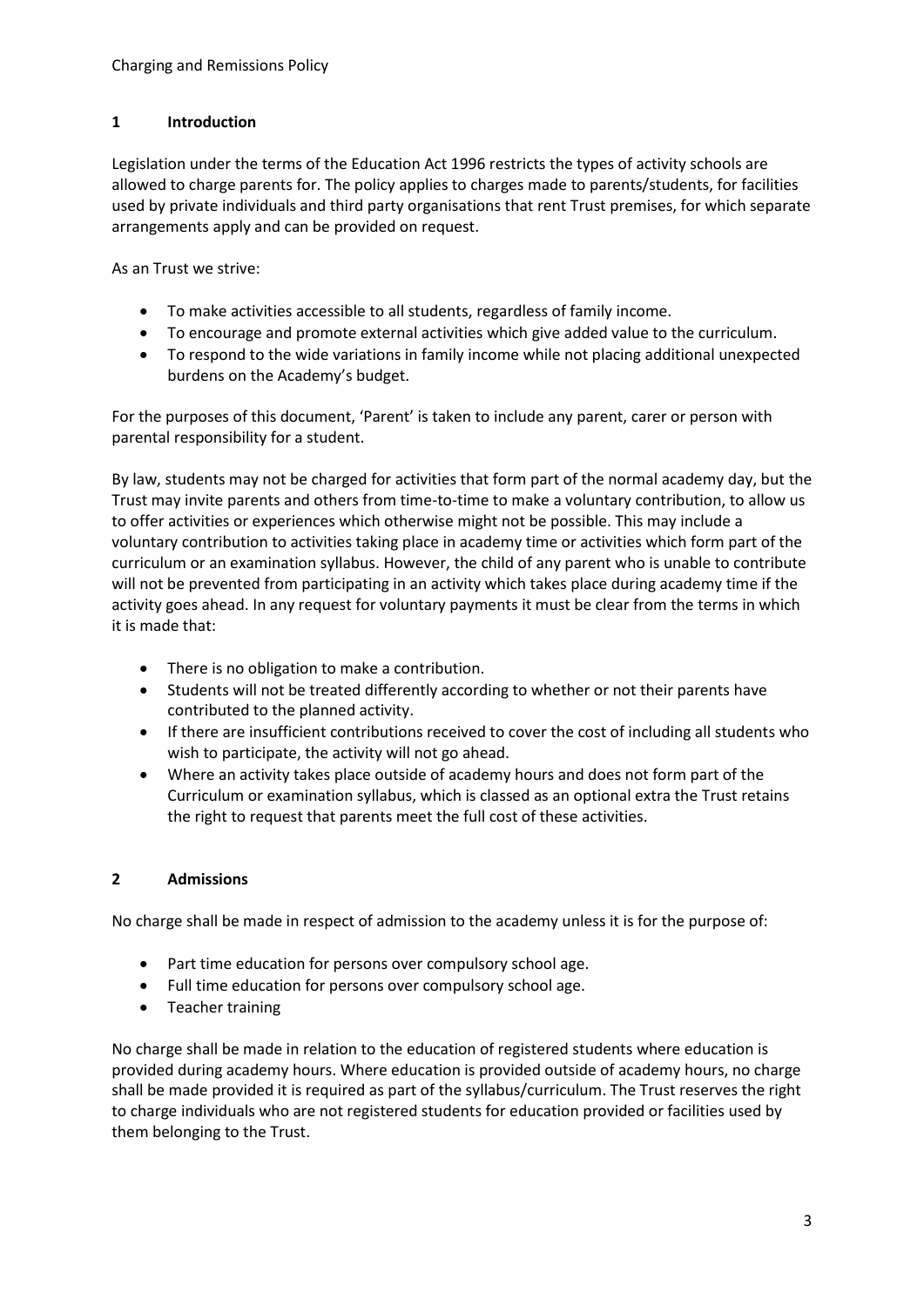## 1 Introduction

Legislation under the terms of the Education Act 1996 restricts the types of activity schools are allowed to charge parents for. The policy applies to charges made to parents/students, for facilities used by private individuals and third party organisations that rent Trust premises, for which separate arrangements apply and can be provided on request.

As an Trust we strive:

- To make activities accessible to all students, regardless of family income.
- To encourage and promote external activities which give added value to the curriculum.
- To respond to the wide variations in family income while not placing additional unexpected burdens on the Academy's budget.

For the purposes of this document, 'Parent' is taken to include any parent, carer or person with parental responsibility for a student.

By law, students may not be charged for activities that form part of the normal academy day, but the Trust may invite parents and others from time-to-time to make a voluntary contribution, to allow us to offer activities or experiences which otherwise might not be possible. This may include a voluntary contribution to activities taking place in academy time or activities which form part of the curriculum or an examination syllabus. However, the child of any parent who is unable to contribute will not be prevented from participating in an activity which takes place during academy time if the activity goes ahead. In any request for voluntary payments it must be clear from the terms in which it is made that:

- There is no obligation to make a contribution.
- Students will not be treated differently according to whether or not their parents have contributed to the planned activity.
- If there are insufficient contributions received to cover the cost of including all students who wish to participate, the activity will not go ahead.
- Where an activity takes place outside of academy hours and does not form part of the Curriculum or examination syllabus, which is classed as an optional extra the Trust retains the right to request that parents meet the full cost of these activities.

## 2 Admissions

No charge shall be made in respect of admission to the academy unless it is for the purpose of:

- Part time education for persons over compulsory school age.
- Full time education for persons over compulsory school age.
- Teacher training

No charge shall be made in relation to the education of registered students where education is provided during academy hours. Where education is provided outside of academy hours, no charge shall be made provided it is required as part of the syllabus/curriculum. The Trust reserves the right to charge individuals who are not registered students for education provided or facilities used by them belonging to the Trust.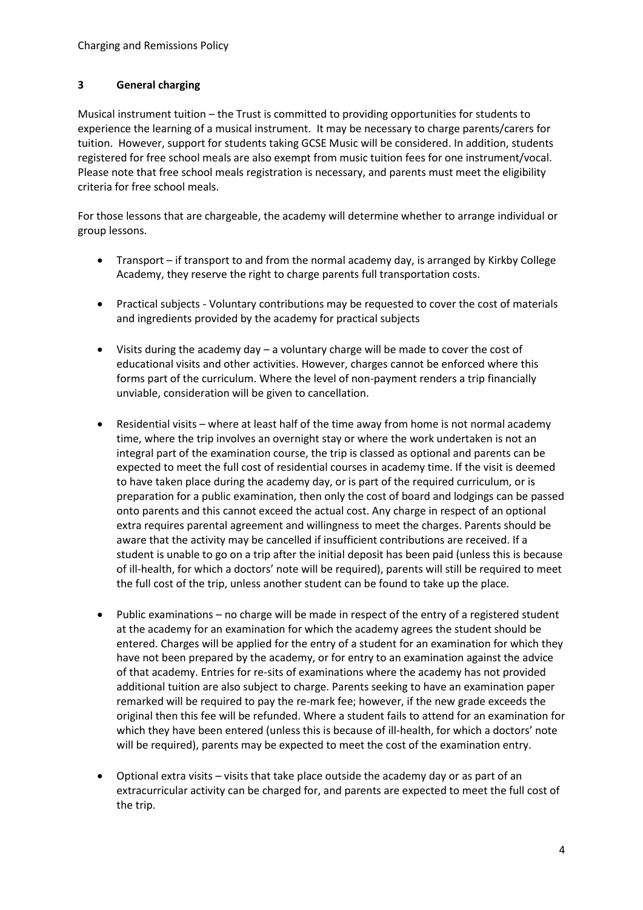## 3 General charging

Musical instrument tuition – the Trust is committed to providing opportunities for students to experience the learning of a musical instrument. It may be necessary to charge parents/carers for tuition. However, support for students taking GCSE Music will be considered. In addition, students registered for free school meals are also exempt from music tuition fees for one instrument/vocal. Please note that free school meals registration is necessary, and parents must meet the eligibility criteria for free school meals.

For those lessons that are chargeable, the academy will determine whether to arrange individual or group lessons.

- Transport – if transport to and from the normal academy day, is arranged by Kirkby College Academy, they reserve the right to charge parents full transportation costs.
- Practical subjects - Voluntary contributions may be requested to cover the cost of materials and ingredients provided by the academy for practical subjects
- Visits during the academy day – a voluntary charge will be made to cover the cost of educational visits and other activities. However, charges cannot be enforced where this forms part of the curriculum. Where the level of non-payment renders a trip financially unviable, consideration will be given to cancellation.
- Residential visits – where at least half of the time away from home is not normal academy time, where the trip involves an overnight stay or where the work undertaken is not an integral part of the examination course, the trip is classed as optional and parents can be expected to meet the full cost of residential courses in academy time. If the visit is deemed to have taken place during the academy day, or is part of the required curriculum, or is preparation for a public examination, then only the cost of board and lodgings can be passed onto parents and this cannot exceed the actual cost. Any charge in respect of an optional extra requires parental agreement and willingness to meet the charges. Parents should be aware that the activity may be cancelled if insufficient contributions are received. If a student is unable to go on a trip after the initial deposit has been paid (unless this is because of ill-health, for which a doctors' note will be required), parents will still be required to meet the full cost of the trip, unless another student can be found to take up the place.
- Public examinations – no charge will be made in respect of the entry of a registered student at the academy for an examination for which the academy agrees the student should be entered. Charges will be applied for the entry of a student for an examination for which they have not been prepared by the academy, or for entry to an examination against the advice of that academy. Entries for re-sits of examinations where the academy has not provided additional tuition are also subject to charge. Parents seeking to have an examination paper remarked will be required to pay the re-mark fee; however, if the new grade exceeds the original then this fee will be refunded. Where a student fails to attend for an examination for which they have been entered (unless this is because of ill-health, for which a doctors' note will be required), parents may be expected to meet the cost of the examination entry.
- Optional extra visits – visits that take place outside the academy day or as part of an extracurricular activity can be charged for, and parents are expected to meet the full cost of the trip.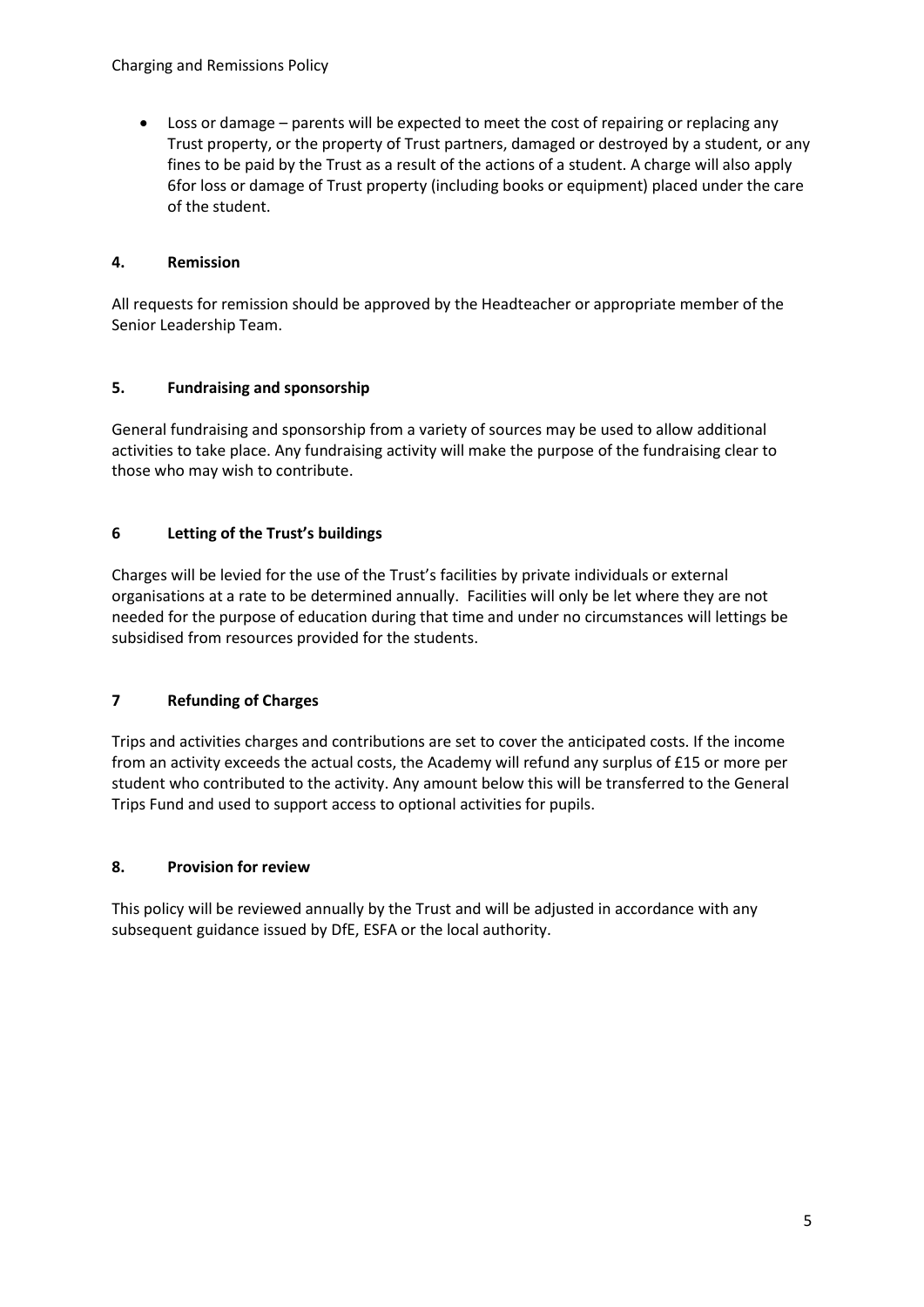- Loss or damage – parents will be expected to meet the cost of repairing or replacing any Trust property, or the property of Trust partners, damaged or destroyed by a student, or any fines to be paid by the Trust as a result of the actions of a student. A charge will also apply 6for loss or damage of Trust property (including books or equipment) placed under the care of the student.

## 4. Remission

All requests for remission should be approved by the Headteacher or appropriate member of the Senior Leadership Team.

## 5. Fundraising and sponsorship

General fundraising and sponsorship from a variety of sources may be used to allow additional activities to take place. Any fundraising activity will make the purpose of the fundraising clear to those who may wish to contribute.

## 6 Letting of the Trust's buildings

Charges will be levied for the use of the Trust's facilities by private individuals or external organisations at a rate to be determined annually. Facilities will only be let where they are not needed for the purpose of education during that time and under no circumstances will lettings be subsidised from resources provided for the students.

## 7 Refunding of Charges

Trips and activities charges and contributions are set to cover the anticipated costs. If the income from an activity exceeds the actual costs, the Academy will refund any surplus of £15 or more per student who contributed to the activity. Any amount below this will be transferred to the General Trips Fund and used to support access to optional activities for pupils.

## 8. Provision for review

This policy will be reviewed annually by the Trust and will be adjusted in accordance with any subsequent guidance issued by DfE, ESFA or the local authority.